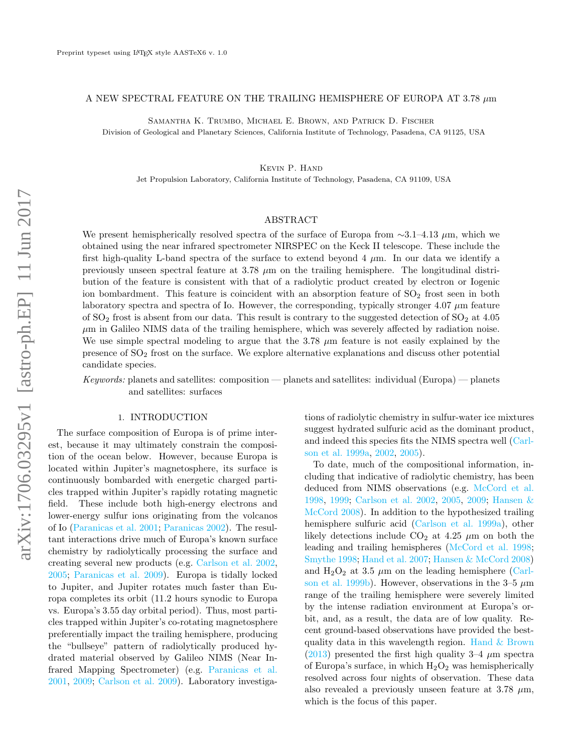# A NEW SPECTRAL FEATURE ON THE TRAILING HEMISPHERE OF EUROPA AT 3.78 $\mu$m

Samantha K. Trumbo, Michael E. Brown, and Patrick D. Fischer

Division of Geological and Planetary Sciences, California Institute of Technology, Pasadena, CA 91125, USA

Kevin P. Hand

Jet Propulsion Laboratory, California Institute of Technology, Pasadena, CA 91109, USA

## ABSTRACT

We present hemispherically resolved spectra of the surface of Europa from ∼3.1–4.13 $\mu$m, which we obtained using the near infrared spectrometer NIRSPEC on the Keck II telescope. These include the first high-quality L-band spectra of the surface to extend beyond 4 $\mu$m. In our data we identify a previously unseen spectral feature at 3.78 $\mu$m on the trailing hemisphere. The longitudinal distribution of the feature is consistent with that of a radiolytic product created by electron or Iogenic ion bombardment. This feature is coincident with an absorption feature of $SO_2$ frost seen in both laboratory spectra and spectra of Io. However, the corresponding, typically stronger 4.07 $\mu$m feature of $SO_2$ frost is absent from our data. This result is contrary to the suggested detection of $SO_2$ at 4.05 $\mu$m in Galileo NIMS data of the trailing hemisphere, which was severely affected by radiation noise. We use simple spectral modeling to argue that the 3.78 $\mu$m feature is not easily explained by the presence of $SO_2$ frost on the surface. We explore alternative explanations and discuss other potential candidate species.

*Keywords:* planets and satellites: composition — planets and satellites: individual (Europa) — planets and satellites: surfaces

## 1. INTRODUCTION

The surface composition of Europa is of prime interest, because it may ultimately constrain the composition of the ocean below. However, because Europa is located within Jupiter's magnetosphere, its surface is continuously bombarded with energetic charged particles trapped within Jupiter's rapidly rotating magnetic field. These include both high-energy electrons and lower-energy sulfur ions originating from the volcanos of Io (Paranicas et al. 2001; Paranicas 2002). The resultant interactions drive much of Europa's known surface chemistry by radiolytically processing the surface and creating several new products (e.g. Carlson et al. 2002, 2005; Paranicas et al. 2009). Europa is tidally locked to Jupiter, and Jupiter rotates much faster than Europa completes its orbit (11.2 hours synodic to Europa vs. Europa's 3.55 day orbital period). Thus, most particles trapped within Jupiter's co-rotating magnetosphere preferentially impact the trailing hemisphere, producing the "bullseye" pattern of radiolytically produced hydrated material observed by Galileo NIMS (Near Infrared Mapping Spectrometer) (e.g. Paranicas et al. 2001, 2009; Carlson et al. 2009). Laboratory investigations of radiolytic chemistry in sulfur-water ice mixtures suggest hydrated sulfuric acid as the dominant product, and indeed this species fits the NIMS spectra well (Carlson et al. 1999a, 2002, 2005).

To date, much of the compositional information, including that indicative of radiolytic chemistry, has been deduced from NIMS observations (e.g. McCord et al. 1998, 1999; Carlson et al. 2002, 2005, 2009; Hansen & McCord 2008). In addition to the hypothesized trailing hemisphere sulfuric acid (Carlson et al. 1999a), other likely detections include $CO_2$ at 4.25 $\mu$m on both the leading and trailing hemispheres (McCord et al. 1998; Smythe 1998; Hand et al. 2007; Hansen & McCord 2008) and $H_2O_2$ at 3.5 $\mu$m on the leading hemisphere (Carlson et al. 1999b). However, observations in the 3–5 $\mu$m range of the trailing hemisphere were severely limited by the intense radiation environment at Europa's orbit, and, as a result, the data are of low quality. Recent ground-based observations have provided the best-quality data in this wavelength region. Hand & Brown (2013) presented the first high quality 3–4 $\mu$m spectra of Europa's surface, in which $H_2O_2$ was hemispherically resolved across four nights of observation. These data also revealed a previously unseen feature at 3.78 $\mu$m, which is the focus of this paper.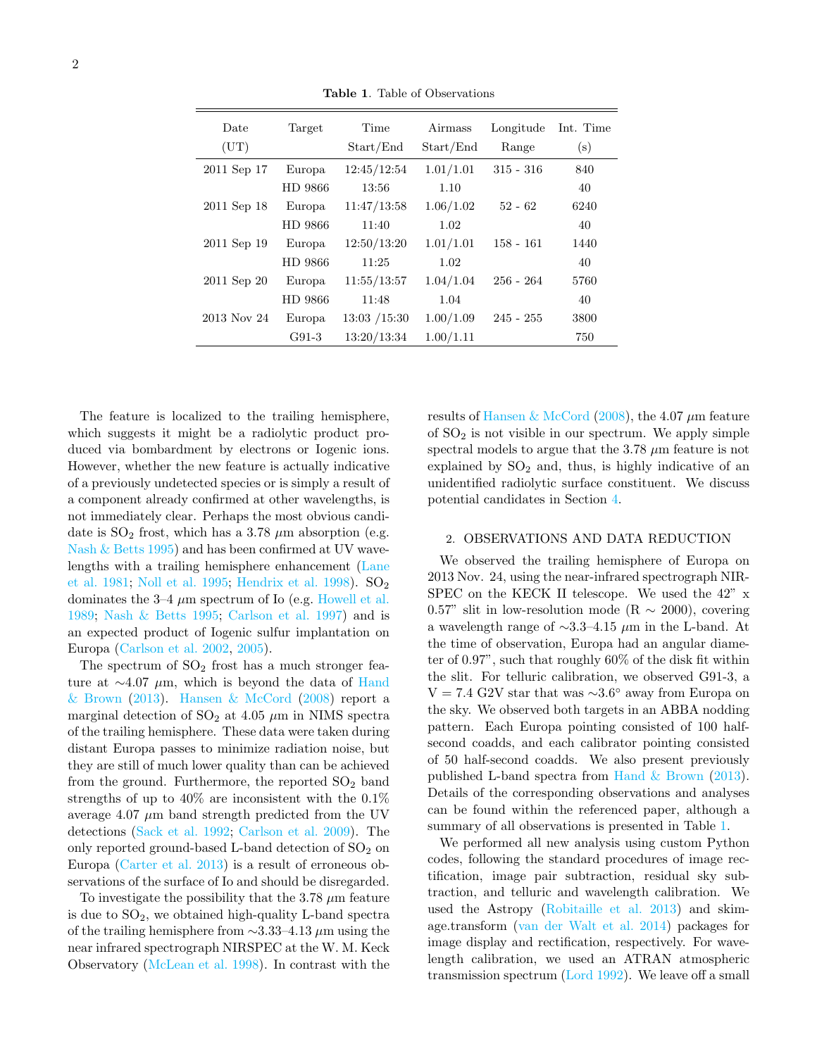**Table 1**. Table of Observations

| Date (UT) | Target | Time Start/End | Airmass Start/End | Longitude Range | Int. Time (s) |
|---|---|---|---|---|---|
| 2011 Sep 17 | Europa | 12:45/12:54 | 1.01/1.01 | 315 - 316 | 840 |
| | HD 9866 | 13:56 | 1.10 | | 40 |
| 2011 Sep 18 | Europa | 11:47/13:58 | 1.06/1.02 | 52 - 62 | 6240 |
| | HD 9866 | 11:40 | 1.02 | | 40 |
| 2011 Sep 19 | Europa | 12:50/13:20 | 1.01/1.01 | 158 - 161 | 1440 |
| | HD 9866 | 11:25 | 1.02 | | 40 |
| 2011 Sep 20 | Europa | 11:55/13:57 | 1.04/1.04 | 256 - 264 | 5760 |
| | HD 9866 | 11:48 | 1.04 | | 40 |
| 2013 Nov 24 | Europa | 13:03 /15:30 | 1.00/1.09 | 245 - 255 | 3800 |
| | G91-3 | 13:20/13:34 | 1.00/1.11 | | 750 |

The feature is localized to the trailing hemisphere, which suggests it might be a radiolytic product produced via bombardment by electrons or Iogenic ions. However, whether the new feature is actually indicative of a previously undetected species or is simply a result of a component already confirmed at other wavelengths, is not immediately clear. Perhaps the most obvious candidate is $SO_2$ frost, which has a 3.78 $\mu$m absorption (e.g. Nash & Betts 1995) and has been confirmed at UV wavelengths with a trailing hemisphere enhancement (Lane et al. 1981; Noll et al. 1995; Hendrix et al. 1998). $SO_2$ dominates the 3–4 $\mu$m spectrum of Io (e.g. Howell et al. 1989; Nash & Betts 1995; Carlson et al. 1997) and is an expected product of Iogenic sulfur implantation on Europa (Carlson et al. 2002, 2005).

The spectrum of $SO_2$ frost has a much stronger feature at ~4.07 $\mu$m, which is beyond the data of Hand & Brown (2013). Hansen & McCord (2008) report a marginal detection of $SO_2$ at 4.05 $\mu$m in NIMS spectra of the trailing hemisphere. These data were taken during distant Europa passes to minimize radiation noise, but they are still of much lower quality than can be achieved from the ground. Furthermore, the reported $SO_2$ band strengths of up to 40% are inconsistent with the 0.1% average 4.07 $\mu$m band strength predicted from the UV detections (Sack et al. 1992; Carlson et al. 2009). The only reported ground-based L-band detection of $SO_2$ on Europa (Carter et al. 2013) is a result of erroneous observations of the surface of Io and should be disregarded.

To investigate the possibility that the 3.78 $\mu$m feature is due to $SO_2$, we obtained high-quality L-band spectra of the trailing hemisphere from ~3.33–4.13 $\mu$m using the near infrared spectrograph NIRSPEC at the W. M. Keck Observatory (McLean et al. 1998). In contrast with the results of Hansen & McCord (2008), the 4.07 $\mu$m feature of $SO_2$ is not visible in our spectrum. We apply simple spectral models to argue that the 3.78 $\mu$m feature is not explained by $SO_2$ and, thus, is highly indicative of an unidentified radiolytic surface constituent. We discuss potential candidates in Section 4.

## 2. OBSERVATIONS AND DATA REDUCTION

We observed the trailing hemisphere of Europa on 2013 Nov. 24, using the near-infrared spectrograph NIRSPEC on the KECK II telescope. We used the 42" x 0.57" slit in low-resolution mode (R ~ 2000), covering a wavelength range of ~3.3–4.15 $\mu$m in the L-band. At the time of observation, Europa had an angular diameter of 0.97", such that roughly 60% of the disk fit within the slit. For telluric calibration, we observed G91-3, a V = 7.4 G2V star that was ~3.6° away from Europa on the sky. We observed both targets in an ABBA nodding pattern. Each Europa pointing consisted of 100 half-second coadds, and each calibrator pointing consisted of 50 half-second coadds. We also present previously published L-band spectra from Hand & Brown (2013). Details of the corresponding observations and analyses can be found within the referenced paper, although a summary of all observations is presented in Table 1.

We performed all new analysis using custom Python codes, following the standard procedures of image rectification, image pair subtraction, residual sky subtraction, and telluric and wavelength calibration. We used the Astropy (Robitaille et al. 2013) and skimage.transform (van der Walt et al. 2014) packages for image display and rectification, respectively. For wavelength calibration, we used an ATRAN atmospheric transmission spectrum (Lord 1992). We leave off a small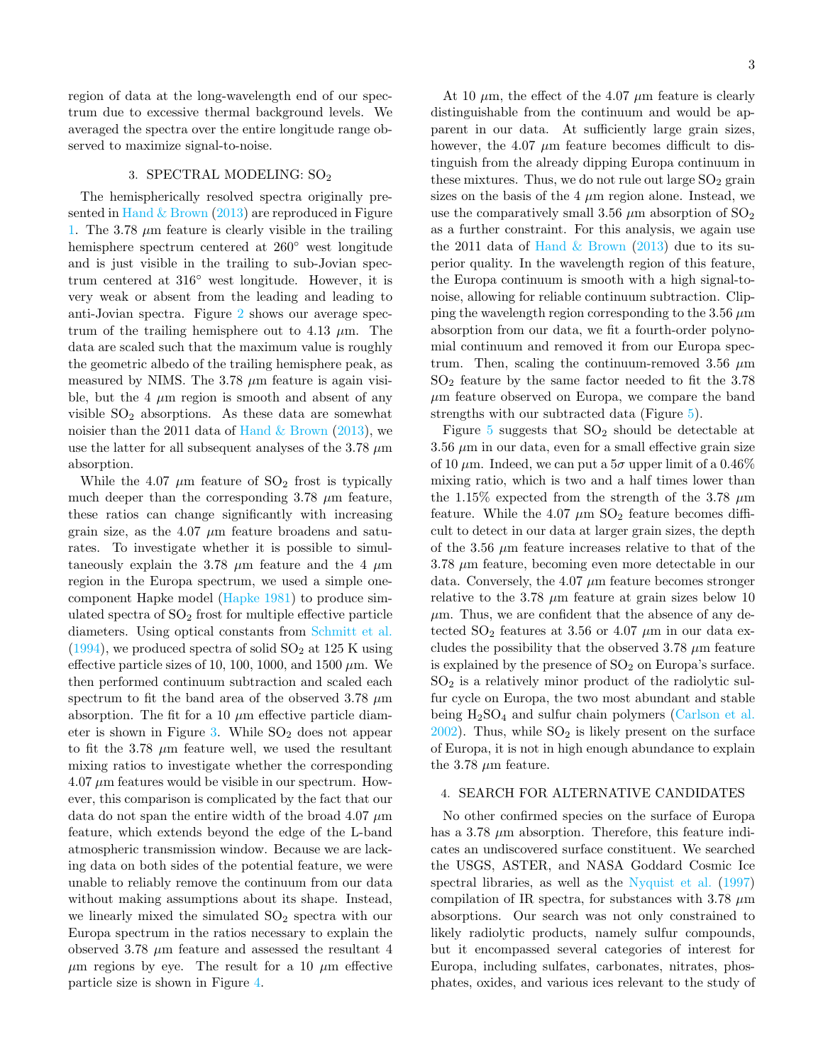region of data at the long-wavelength end of our spectrum due to excessive thermal background levels. We averaged the spectra over the entire longitude range observed to maximize signal-to-noise.

## 3. SPECTRAL MODELING: $SO_2$

The hemispherically resolved spectra originally presented in Hand & Brown (2013) are reproduced in Figure 1. The 3.78 $\mu$m feature is clearly visible in the trailing hemisphere spectrum centered at 260° west longitude and is just visible in the trailing to sub-Jovian spectrum centered at 316° west longitude. However, it is very weak or absent from the leading and leading to anti-Jovian spectra. Figure 2 shows our average spectrum of the trailing hemisphere out to 4.13 $\mu$m. The data are scaled such that the maximum value is roughly the geometric albedo of the trailing hemisphere peak, as measured by NIMS. The 3.78 $\mu$m feature is again visible, but the 4 $\mu$m region is smooth and absent of any visible $SO_2$ absorptions. As these data are somewhat noisier than the 2011 data of Hand & Brown (2013), we use the latter for all subsequent analyses of the 3.78 $\mu$m absorption.

While the 4.07 $\mu$m feature of $SO_2$ frost is typically much deeper than the corresponding 3.78 $\mu$m feature, these ratios can change significantly with increasing grain size, as the 4.07 $\mu$m feature broadens and saturates. To investigate whether it is possible to simultaneously explain the 3.78 $\mu$m feature and the 4 $\mu$m region in the Europa spectrum, we used a simple one-component Hapke model (Hapke 1981) to produce simulated spectra of $SO_2$ frost for multiple effective particle diameters. Using optical constants from Schmitt et al. (1994), we produced spectra of solid $SO_2$ at 125 K using effective particle sizes of 10, 100, 1000, and 1500 $\mu$m. We then performed continuum subtraction and scaled each spectrum to fit the band area of the observed 3.78 $\mu$m absorption. The fit for a 10 $\mu$m effective particle diameter is shown in Figure 3. While $SO_2$ does not appear to fit the 3.78 $\mu$m feature well, we used the resultant mixing ratios to investigate whether the corresponding 4.07 $\mu$m features would be visible in our spectrum. However, this comparison is complicated by the fact that our data do not span the entire width of the broad 4.07 $\mu$m feature, which extends beyond the edge of the L-band atmospheric transmission window. Because we are lacking data on both sides of the potential feature, we were unable to reliably remove the continuum from our data without making assumptions about its shape. Instead, we linearly mixed the simulated $SO_2$ spectra with our Europa spectrum in the ratios necessary to explain the observed 3.78 $\mu$m feature and assessed the resultant 4 $\mu$m regions by eye. The result for a 10 $\mu$m effective particle size is shown in Figure 4.

At 10 $\mu$m, the effect of the 4.07 $\mu$m feature is clearly distinguishable from the continuum and would be apparent in our data. At sufficiently large grain sizes, however, the 4.07 $\mu$m feature becomes difficult to distinguish from the already dipping Europa continuum in these mixtures. Thus, we do not rule out large $SO_2$ grain sizes on the basis of the 4 $\mu$m region alone. Instead, we use the comparatively small 3.56 $\mu$m absorption of $SO_2$ as a further constraint. For this analysis, we again use the 2011 data of Hand & Brown (2013) due to its superior quality. In the wavelength region of this feature, the Europa continuum is smooth with a high signal-to-noise, allowing for reliable continuum subtraction. Clipping the wavelength region corresponding to the 3.56 $\mu$m absorption from our data, we fit a fourth-order polynomial continuum and removed it from our Europa spectrum. Then, scaling the continuum-removed 3.56 $\mu$m $SO_2$ feature by the same factor needed to fit the 3.78 $\mu$m feature observed on Europa, we compare the band strengths with our subtracted data (Figure 5).

Figure 5 suggests that $SO_2$ should be detectable at 3.56 $\mu$m in our data, even for a small effective grain size of 10 $\mu$m. Indeed, we can put a 5$\sigma$ upper limit of a 0.46% mixing ratio, which is two and a half times lower than the 1.15% expected from the strength of the 3.78 $\mu$m feature. While the 4.07 $\mu$m $SO_2$ feature becomes difficult to detect in our data at larger grain sizes, the depth of the 3.56 $\mu$m feature increases relative to that of the 3.78 $\mu$m feature, becoming even more detectable in our data. Conversely, the 4.07 $\mu$m feature becomes stronger relative to the 3.78 $\mu$m feature at grain sizes below 10 $\mu$m. Thus, we are confident that the absence of any detected $SO_2$ features at 3.56 or 4.07 $\mu$m in our data excludes the possibility that the observed 3.78 $\mu$m feature is explained by the presence of $SO_2$ on Europa's surface. $SO_2$ is a relatively minor product of the radiolytic sulfur cycle on Europa, the two most abundant and stable being $H_2SO_4$ and sulfur chain polymers (Carlson et al. 2002). Thus, while $SO_2$ is likely present on the surface of Europa, it is not in high enough abundance to explain the 3.78 $\mu$m feature.

## 4. SEARCH FOR ALTERNATIVE CANDIDATES

No other confirmed species on the surface of Europa has a 3.78 $\mu$m absorption. Therefore, this feature indicates an undiscovered surface constituent. We searched the USGS, ASTER, and NASA Goddard Cosmic Ice spectral libraries, as well as the Nyquist et al. (1997) compilation of IR spectra, for substances with 3.78 $\mu$m absorptions. Our search was not only constrained to likely radiolytic products, namely sulfur compounds, but it encompassed several categories of interest for Europa, including sulfates, carbonates, nitrates, phosphates, oxides, and various ices relevant to the study of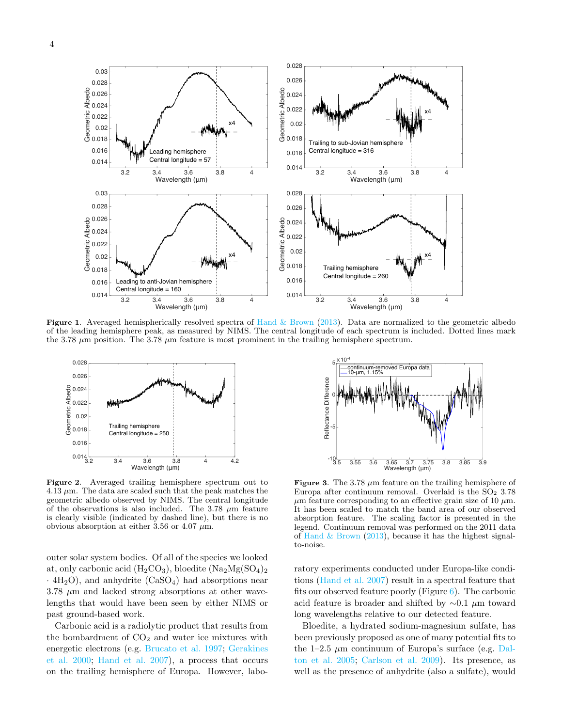**Figure 1.** Averaged hemispherically resolved spectra of Hand & Brown (2013). Data are normalized to the geometric albedo of the leading hemisphere peak, as measured by NIMS. The central longitude of each spectrum is included. Dotted lines mark the 3.78 $\mu$m position. The 3.78 $\mu$m feature is most prominent in the trailing hemisphere spectrum.

**Figure 2.** Averaged trailing hemisphere spectrum out to 4.13 $\mu$m. The data are scaled such that the peak matches the geometric albedo observed by NIMS. The central longitude of the observations is also included. The 3.78 $\mu$m feature is clearly visible (indicated by dashed line), but there is no obvious absorption at either 3.56 or 4.07 $\mu$m.

**Figure 3.** The 3.78 $\mu$m feature on the trailing hemisphere of Europa after continuum removal. Overlaid is the $SO_2$ 3.78 $\mu$m feature corresponding to an effective grain size of 10 $\mu$m. It has been scaled to match the band area of our observed absorption feature. The scaling factor is presented in the legend. Continuum removal was performed on the 2011 data of Hand & Brown (2013), because it has the highest signal-to-noise.

outer solar system bodies. Of all of the species we looked at, only carbonic acid ($H_2CO_3$), bloedite ($Na_2Mg(SO_4)_2 \cdot 4H_2O$), and anhydrite ($CaSO_4$) had absorptions near 3.78 $\mu$m and lacked strong absorptions at other wavelengths that would have been seen by either NIMS or past ground-based work.

Carbonic acid is a radiolytic product that results from the bombardment of $CO_2$ and water ice mixtures with energetic electrons (e.g. Brucato et al. 1997; Gerakines et al. 2000; Hand et al. 2007), a process that occurs on the trailing hemisphere of Europa. However, laboratory experiments conducted under Europa-like conditions (Hand et al. 2007) result in a spectral feature that fits our observed feature poorly (Figure 6). The carbonic acid feature is broader and shifted by $\sim$0.1 $\mu$m toward long wavelengths relative to our detected feature.

Bloedite, a hydrated sodium-magnesium sulfate, has been previously proposed as one of many potential fits to the 1–2.5 $\mu$m continuum of Europa's surface (e.g. Dalton et al. 2005; Carlson et al. 2009). Its presence, as well as the presence of anhydrite (also a sulfate), would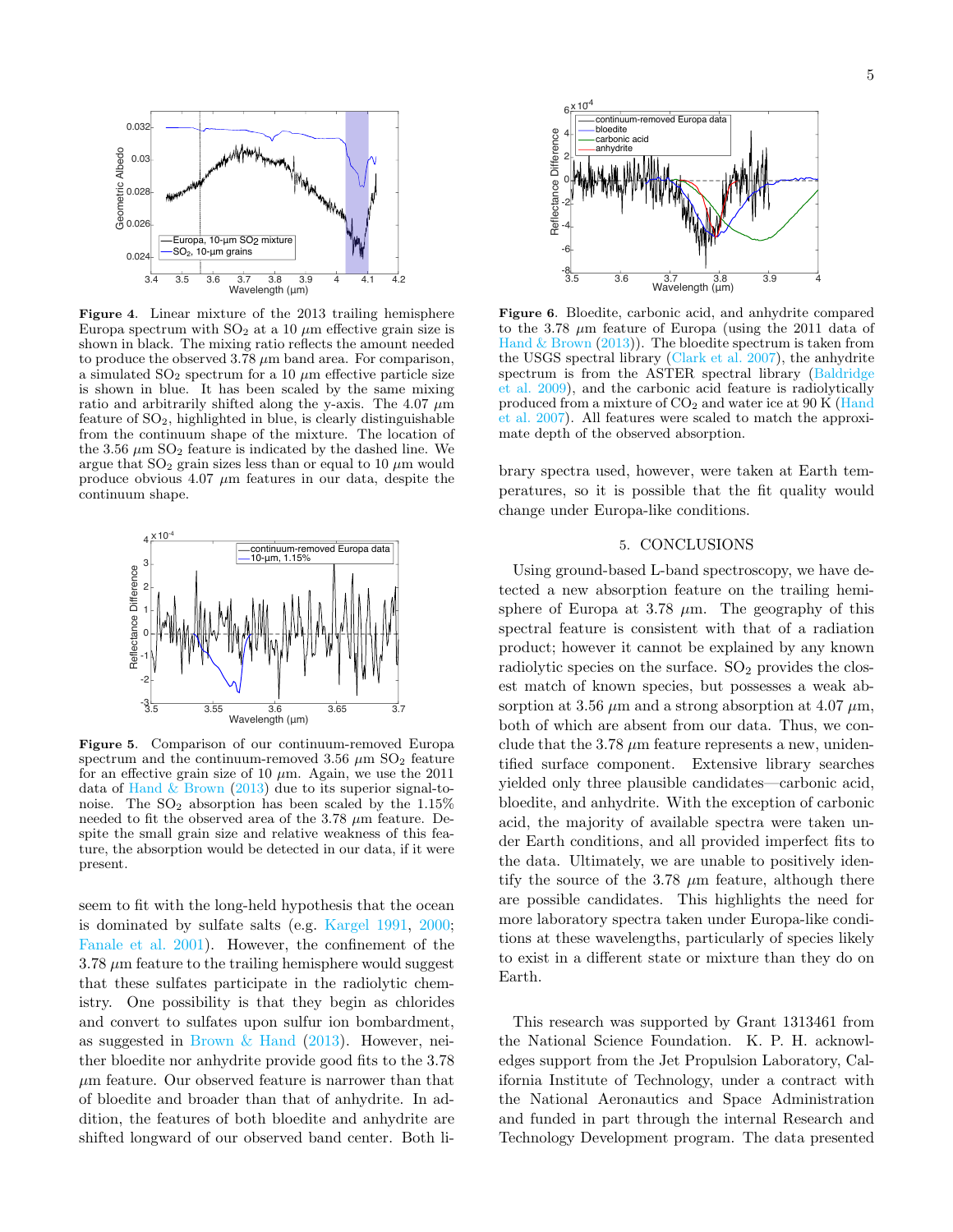**Figure 4.** Linear mixture of the 2013 trailing hemisphere Europa spectrum with $SO_2$ at a 10 $\mu$m effective grain size is shown in black. The mixing ratio reflects the amount needed to produce the observed 3.78 $\mu$m band area. For comparison, a simulated $SO_2$ spectrum for a 10 $\mu$m effective particle size is shown in blue. It has been scaled by the same mixing ratio and arbitrarily shifted along the y-axis. The 4.07 $\mu$m feature of $SO_2$, highlighted in blue, is clearly distinguishable from the continuum shape of the mixture. The location of the 3.56 $\mu$m $SO_2$ feature is indicated by the dashed line. We argue that $SO_2$ grain sizes less than or equal to 10 $\mu$m would produce obvious 4.07 $\mu$m features in our data, despite the continuum shape.

**Figure 5.** Comparison of our continuum-removed Europa spectrum and the continuum-removed 3.56 $\mu$m $SO_2$ feature for an effective grain size of 10 $\mu$m. Again, we use the 2011 data of Hand & Brown (2013) due to its superior signal-to-noise. The $SO_2$ absorption has been scaled by the 1.15% needed to fit the observed area of the 3.78 $\mu$m feature. Despite the small grain size and relative weakness of this feature, the absorption would be detected in our data, if it were present.

seem to fit with the long-held hypothesis that the ocean is dominated by sulfate salts (e.g. Kargel 1991, 2000; Fanale et al. 2001). However, the confinement of the 3.78 $\mu$m feature to the trailing hemisphere would suggest that these sulfates participate in the radiolytic chemistry. One possibility is that they begin as chlorides and convert to sulfates upon sulfur ion bombardment, as suggested in Brown & Hand (2013). However, neither bloedite nor anhydrite provide good fits to the 3.78 $\mu$m feature. Our observed feature is narrower than that of bloedite and broader than that of anhydrite. In addition, the features of both bloedite and anhydrite are shifted longward of our observed band center. Both library spectra used, however, were taken at Earth temperatures, so it is possible that the fit quality would change under Europa-like conditions.

**Figure 6.** Bloedite, carbonic acid, and anhydrite compared to the 3.78 $\mu$m feature of Europa (using the 2011 data of Hand & Brown (2013)). The bloedite spectrum is taken from the USGS spectral library (Clark et al. 2007), the anhydrite spectrum is from the ASTER spectral library (Baldridge et al. 2009), and the carbonic acid feature is radiolytically produced from a mixture of $CO_2$ and water ice at 90 K (Hand et al. 2007). All features were scaled to match the approximate depth of the observed absorption.

## 5. CONCLUSIONS

Using ground-based L-band spectroscopy, we have detected a new absorption feature on the trailing hemisphere of Europa at 3.78 $\mu$m. The geography of this spectral feature is consistent with that of a radiation product; however it cannot be explained by any known radiolytic species on the surface. $SO_2$ provides the closest match of known species, but possesses a weak absorption at 3.56 $\mu$m and a strong absorption at 4.07 $\mu$m, both of which are absent from our data. Thus, we conclude that the 3.78 $\mu$m feature represents a new, unidentified surface component. Extensive library searches yielded only three plausible candidates—carbonic acid, bloedite, and anhydrite. With the exception of carbonic acid, the majority of available spectra were taken under Earth conditions, and all provided imperfect fits to the data. Ultimately, we are unable to positively identify the source of the 3.78 $\mu$m feature, although there are possible candidates. This highlights the need for more laboratory spectra taken under Europa-like conditions at these wavelengths, particularly of species likely to exist in a different state or mixture than they do on Earth.

This research was supported by Grant 1313461 from the National Science Foundation. K. P. H. acknowledges support from the Jet Propulsion Laboratory, California Institute of Technology, under a contract with the National Aeronautics and Space Administration and funded in part through the internal Research and Technology Development program. The data presented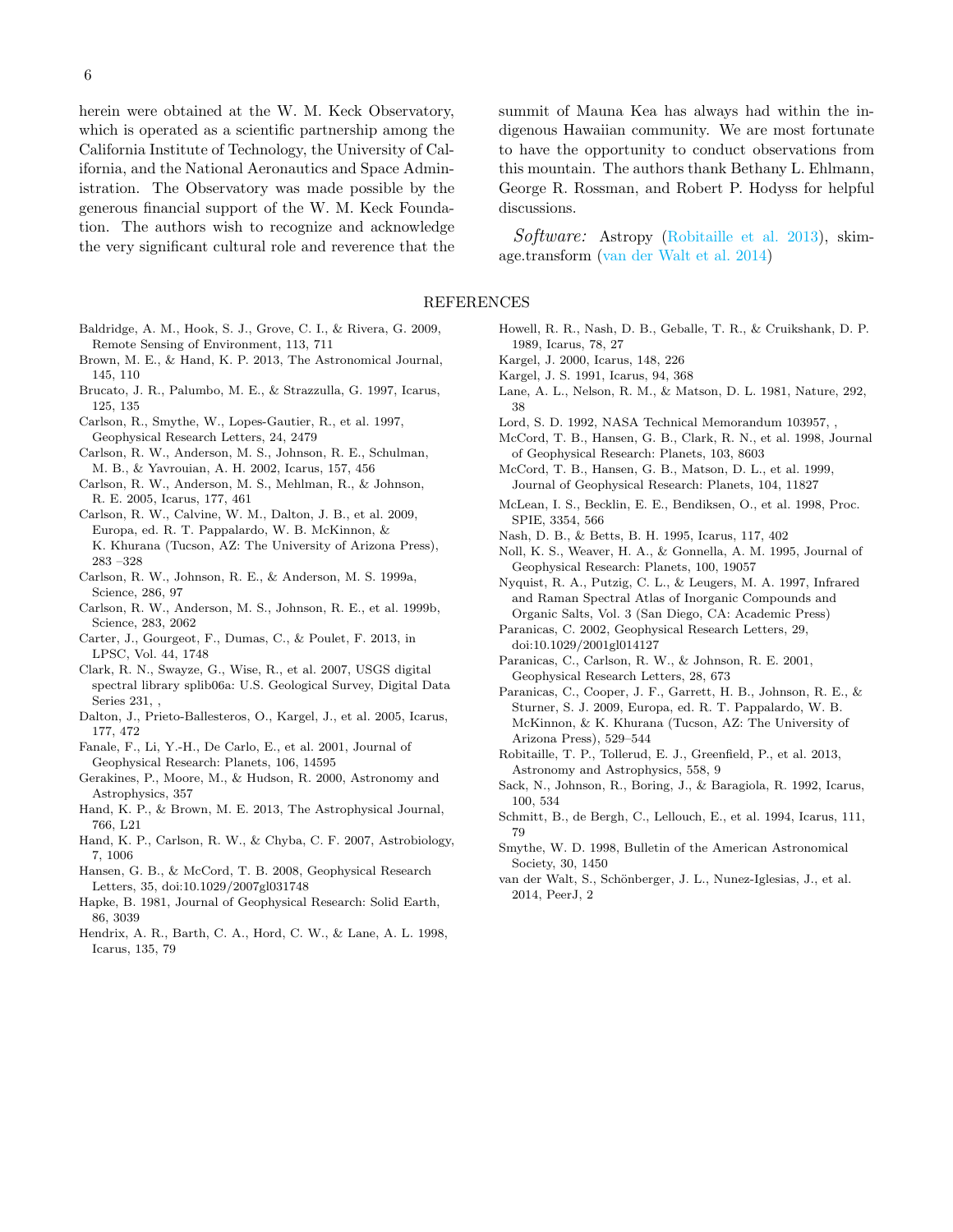herein were obtained at the W. M. Keck Observatory, which is operated as a scientific partnership among the California Institute of Technology, the University of California, and the National Aeronautics and Space Administration. The Observatory was made possible by the generous financial support of the W. M. Keck Foundation. The authors wish to recognize and acknowledge the very significant cultural role and reverence that the summit of Mauna Kea has always had within the indigenous Hawaiian community. We are most fortunate to have the opportunity to conduct observations from this mountain. The authors thank Bethany L. Ehlmann, George R. Rossman, and Robert P. Hodyss for helpful discussions.

*Software:* Astropy (Robitaille et al. 2013), skimage.transform (van der Walt et al. 2014)

## REFERENCES

Baldridge, A. M., Hook, S. J., Grove, C. I., & Rivera, G. 2009, Remote Sensing of Environment, 113, 711

Brown, M. E., & Hand, K. P. 2013, The Astronomical Journal, 145, 110

Brucato, J. R., Palumbo, M. E., & Strazzulla, G. 1997, Icarus, 125, 135

Carlson, R., Smythe, W., Lopes-Gautier, R., et al. 1997, Geophysical Research Letters, 24, 2479

Carlson, R. W., Anderson, M. S., Johnson, R. E., Schulman, M. B., & Yavrouian, A. H. 2002, Icarus, 157, 456

Carlson, R. W., Anderson, M. S., Mehlman, R., & Johnson, R. E. 2005, Icarus, 177, 461

Carlson, R. W., Calvine, W. M., Dalton, J. B., et al. 2009, Europa, ed. R. T. Pappalardo, W. B. McKinnon, & K. Khurana (Tucson, AZ: The University of Arizona Press), 283 –328

Carlson, R. W., Johnson, R. E., & Anderson, M. S. 1999a, Science, 286, 97

Carlson, R. W., Anderson, M. S., Johnson, R. E., et al. 1999b, Science, 283, 2062

Carter, J., Gourgeot, F., Dumas, C., & Poulet, F. 2013, in LPSC, Vol. 44, 1748

Clark, R. N., Swayze, G., Wise, R., et al. 2007, USGS digital spectral library splib06a: U.S. Geological Survey, Digital Data Series 231, ,

Dalton, J., Prieto-Ballesteros, O., Kargel, J., et al. 2005, Icarus, 177, 472

Fanale, F., Li, Y.-H., De Carlo, E., et al. 2001, Journal of Geophysical Research: Planets, 106, 14595

Gerakines, P., Moore, M., & Hudson, R. 2000, Astronomy and Astrophysics, 357

Hand, K. P., & Brown, M. E. 2013, The Astrophysical Journal, 766, L21

Hand, K. P., Carlson, R. W., & Chyba, C. F. 2007, Astrobiology, 7, 1006

Hansen, G. B., & McCord, T. B. 2008, Geophysical Research Letters, 35, doi:10.1029/2007gl031748

Hapke, B. 1981, Journal of Geophysical Research: Solid Earth, 86, 3039

Hendrix, A. R., Barth, C. A., Hord, C. W., & Lane, A. L. 1998, Icarus, 135, 79

Howell, R. R., Nash, D. B., Geballe, T. R., & Cruikshank, D. P. 1989, Icarus, 78, 27

Kargel, J. 2000, Icarus, 148, 226

Kargel, J. S. 1991, Icarus, 94, 368

Lane, A. L., Nelson, R. M., & Matson, D. L. 1981, Nature, 292, 38

Lord, S. D. 1992, NASA Technical Memorandum 103957, ,

McCord, T. B., Hansen, G. B., Clark, R. N., et al. 1998, Journal of Geophysical Research: Planets, 103, 8603

McCord, T. B., Hansen, G. B., Matson, D. L., et al. 1999, Journal of Geophysical Research: Planets, 104, 11827

McLean, I. S., Becklin, E. E., Bendiksen, O., et al. 1998, Proc. SPIE, 3354, 566

Nash, D. B., & Betts, B. H. 1995, Icarus, 117, 402

Noll, K. S., Weaver, H. A., & Gonnella, A. M. 1995, Journal of Geophysical Research: Planets, 100, 19057

Nyquist, R. A., Putzig, C. L., & Leugers, M. A. 1997, Infrared and Raman Spectral Atlas of Inorganic Compounds and Organic Salts, Vol. 3 (San Diego, CA: Academic Press)

Paranicas, C. 2002, Geophysical Research Letters, 29, doi:10.1029/2001gl014127

Paranicas, C., Carlson, R. W., & Johnson, R. E. 2001, Geophysical Research Letters, 28, 673

Paranicas, C., Cooper, J. F., Garrett, H. B., Johnson, R. E., & Sturner, S. J. 2009, Europa, ed. R. T. Pappalardo, W. B. McKinnon, & K. Khurana (Tucson, AZ: The University of Arizona Press), 529–544

Robitaille, T. P., Tollerud, E. J., Greenfield, P., et al. 2013, Astronomy and Astrophysics, 558, 9

Sack, N., Johnson, R., Boring, J., & Baragiola, R. 1992, Icarus, 100, 534

Schmitt, B., de Bergh, C., Lellouch, E., et al. 1994, Icarus, 111, 79

Smythe, W. D. 1998, Bulletin of the American Astronomical Society, 30, 1450

van der Walt, S., Schönberger, J. L., Nunez-Iglesias, J., et al. 2014, PeerJ, 2